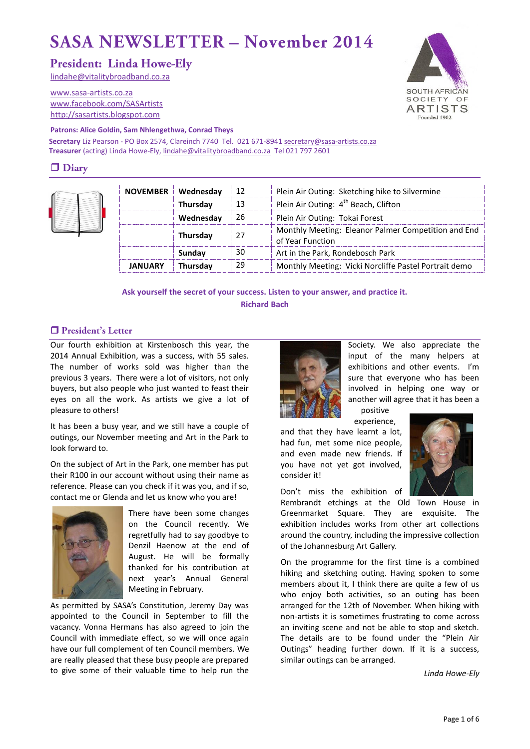# SASA NEWSLETTER – November 2014

## President: Linda Howe-Ely

lindahe@vitalitybroadband.co.za

www.sasa-artists.co.za
www.facebook.com/SASArtists
http://sasartists.blogspot.com

SOUTH AFRICAN SOCIETY OF ARTISTS
Founded 1902

**Patrons: Alice Goldin, Sam Nhlengethwa, Conrad Theys**

**Secretary** Liz Pearson - PO Box 2574, Clareinch 7740 Tel. 021 671-8941 secretary@sasa-artists.co.za
**Treasurer** (acting) Linda Howe-Ely, lindahe@vitalitybroadband.co.za Tel 021 797 2601

## ❒ Diary

| | | | |
|---|---|---|---|
| **NOVEMBER** | **Wednesday** | 12 | Plein Air Outing: Sketching hike to Silvermine |
| | **Thursday** | 13 | Plein Air Outing: 4th Beach, Clifton |
| | **Wednesday** | 26 | Plein Air Outing: Tokai Forest |
| | **Thursday** | 27 | Monthly Meeting: Eleanor Palmer Competition and End of Year Function |
| | **Sunday** | 30 | Art in the Park, Rondebosch Park |
| **JANUARY** | **Thursday** | 29 | Monthly Meeting: Vicki Norcliffe Pastel Portrait demo |

**Ask yourself the secret of your success. Listen to your answer, and practice it.**
**Richard Bach**

## ❒ President's Letter

Our fourth exhibition at Kirstenbosch this year, the 2014 Annual Exhibition, was a success, with 55 sales. The number of works sold was higher than the previous 3 years. There were a lot of visitors, not only buyers, but also people who just wanted to feast their eyes on all the work. As artists we give a lot of pleasure to others!

It has been a busy year, and we still have a couple of outings, our November meeting and Art in the Park to look forward to.

On the subject of Art in the Park, one member has put their R100 in our account without using their name as reference. Please can you check if it was you, and if so, contact me or Glenda and let us know who you are!

There have been some changes on the Council recently. We regretfully had to say goodbye to Denzil Haenow at the end of August. He will be formally thanked for his contribution at next year's Annual General Meeting in February.

As permitted by SASA's Constitution, Jeremy Day was appointed to the Council in September to fill the vacancy. Vonna Hermans has also agreed to join the Council with immediate effect, so we will once again have our full complement of ten Council members. We are really pleased that these busy people are prepared to give some of their valuable time to help run the Society. We also appreciate the input of the many helpers at exhibitions and other events. I'm sure that everyone who has been involved in helping one way or another will agree that it has been a positive experience, and that they have learnt a lot, had fun, met some nice people, and even made new friends. If you have not yet got involved, consider it!

Don't miss the exhibition of Rembrandt etchings at the Old Town House in Greenmarket Square. They are exquisite. The exhibition includes works from other art collections around the country, including the impressive collection of the Johannesburg Art Gallery.

On the programme for the first time is a combined hiking and sketching outing. Having spoken to some members about it, I think there are quite a few of us who enjoy both activities, so an outing has been arranged for the 12th of November. When hiking with non-artists it is sometimes frustrating to come across an inviting scene and not be able to stop and sketch. The details are to be found under the "Plein Air Outings" heading further down. If it is a success, similar outings can be arranged.

*Linda Howe-Ely*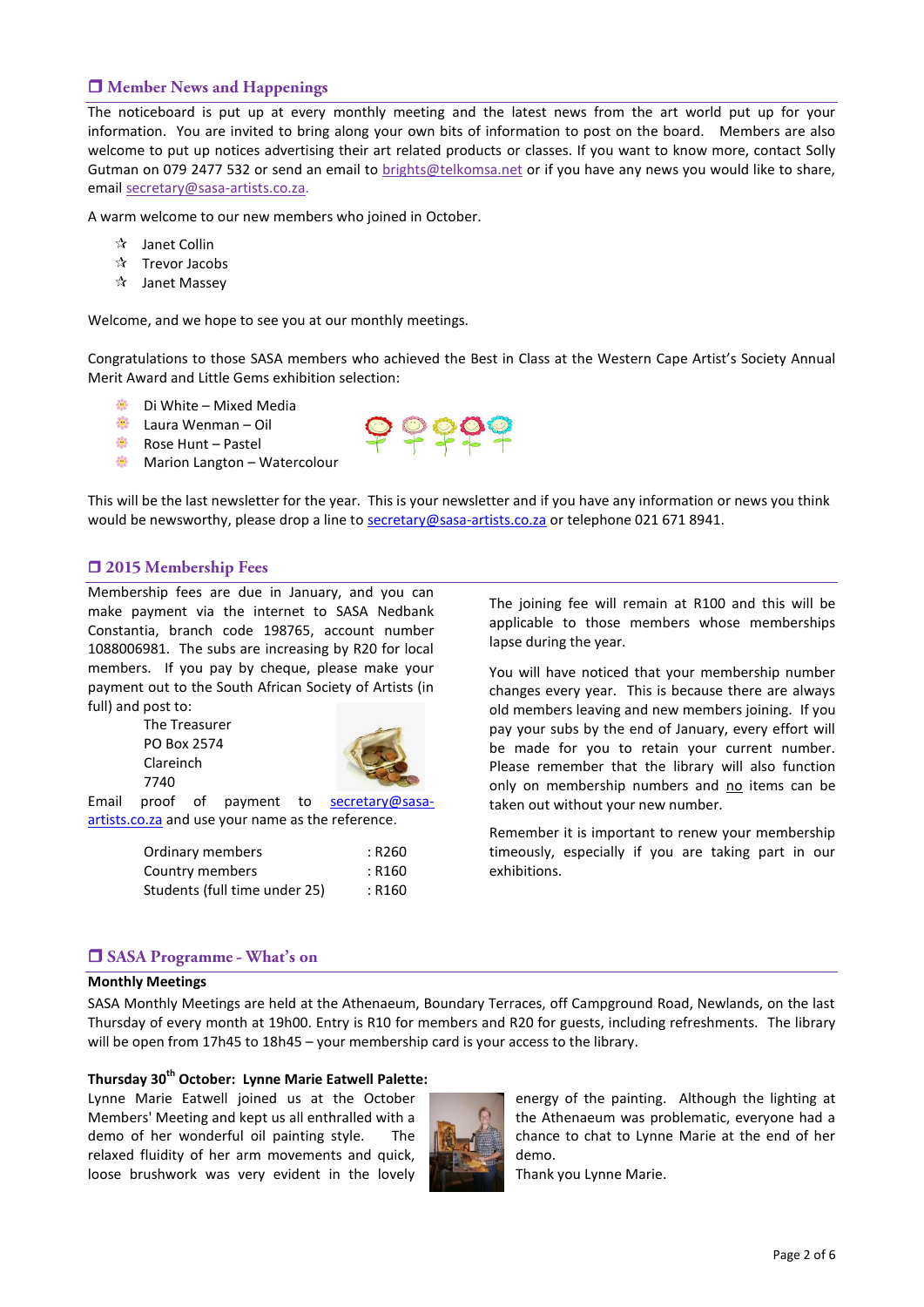## ❐ Member News and Happenings

The noticeboard is put up at every monthly meeting and the latest news from the art world put up for your information. You are invited to bring along your own bits of information to post on the board. Members are also welcome to put up notices advertising their art related products or classes. If you want to know more, contact Solly Gutman on 079 2477 532 or send an email to brights@telkomsa.net or if you have any news you would like to share, email secretary@sasa-artists.co.za.

A warm welcome to our new members who joined in October.

- Janet Collin
- Trevor Jacobs
- Janet Massey

Welcome, and we hope to see you at our monthly meetings.

Congratulations to those SASA members who achieved the Best in Class at the Western Cape Artist's Society Annual Merit Award and Little Gems exhibition selection:

- Di White – Mixed Media
- Laura Wenman – Oil
- Rose Hunt – Pastel
- Marion Langton – Watercolour

This will be the last newsletter for the year. This is your newsletter and if you have any information or news you think would be newsworthy, please drop a line to secretary@sasa-artists.co.za or telephone 021 671 8941.

## ❐ 2015 Membership Fees

Membership fees are due in January, and you can make payment via the internet to SASA Nedbank Constantia, branch code 198765, account number 1088006981. The subs are increasing by R20 for local members. If you pay by cheque, please make your payment out to the South African Society of Artists (in full) and post to:

The Treasurer
PO Box 2574
Clareinch
7740

Email proof of payment to secretary@sasa-artists.co.za and use your name as the reference.

| | |
|---|---|
| Ordinary members | : R260 |
| Country members | : R160 |
| Students (full time under 25) | : R160 |

The joining fee will remain at R100 and this will be applicable to those members whose memberships lapse during the year.

You will have noticed that your membership number changes every year. This is because there are always old members leaving and new members joining. If you pay your subs by the end of January, every effort will be made for you to retain your current number. Please remember that the library will also function only on membership numbers and no items can be taken out without your new number.

Remember it is important to renew your membership timeously, especially if you are taking part in our exhibitions.

## ❐ SASA Programme - What's on

**Monthly Meetings**

SASA Monthly Meetings are held at the Athenaeum, Boundary Terraces, off Campground Road, Newlands, on the last Thursday of every month at 19h00. Entry is R10 for members and R20 for guests, including refreshments. The library will be open from 17h45 to 18h45 – your membership card is your access to the library.

**Thursday 30th October: Lynne Marie Eatwell Palette:**

Lynne Marie Eatwell joined us at the October Members' Meeting and kept us all enthralled with a demo of her wonderful oil painting style. The relaxed fluidity of her arm movements and quick, loose brushwork was very evident in the lovely energy of the painting. Although the lighting at the Athenaeum was problematic, everyone had a chance to chat to Lynne Marie at the end of her demo.

Thank you Lynne Marie.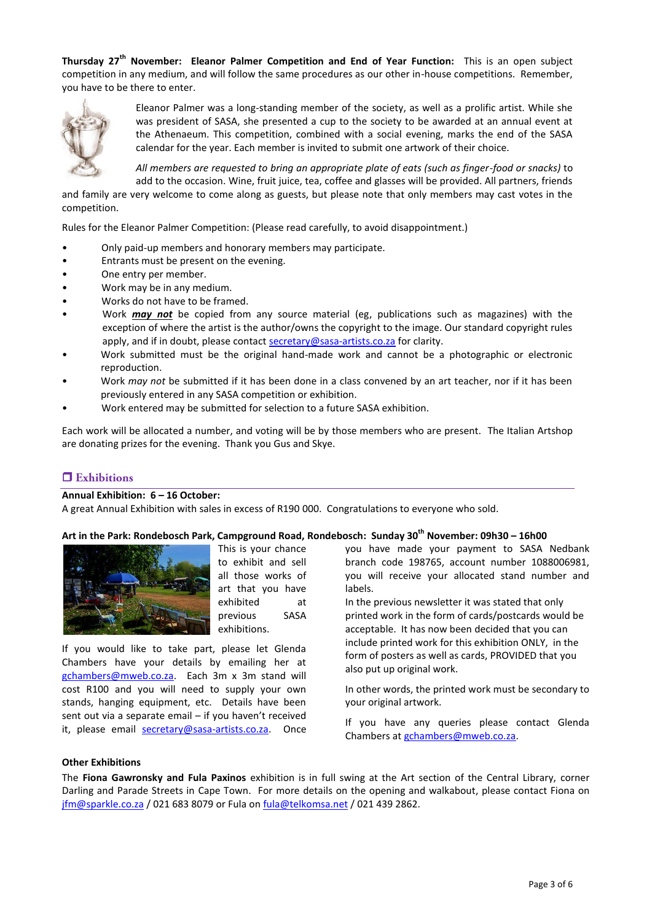**Thursday 27th November: Eleanor Palmer Competition and End of Year Function:** This is an open subject competition in any medium, and will follow the same procedures as our other in-house competitions. Remember, you have to be there to enter.

Eleanor Palmer was a long-standing member of the society, as well as a prolific artist. While she was president of SASA, she presented a cup to the society to be awarded at an annual event at the Athenaeum. This competition, combined with a social evening, marks the end of the SASA calendar for the year. Each member is invited to submit one artwork of their choice.

*All members are requested to bring an appropriate plate of eats (such as finger-food or snacks)* to add to the occasion. Wine, fruit juice, tea, coffee and glasses will be provided. All partners, friends and family are very welcome to come along as guests, but please note that only members may cast votes in the competition.

Rules for the Eleanor Palmer Competition: (Please read carefully, to avoid disappointment.)

- Only paid-up members and honorary members may participate.
- Entrants must be present on the evening.
- One entry per member.
- Work may be in any medium.
- Works do not have to be framed.
- Work ***may not*** be copied from any source material (eg, publications such as magazines) with the exception of where the artist is the author/owns the copyright to the image. Our standard copyright rules apply, and if in doubt, please contact secretary@sasa-artists.co.za for clarity.
- Work submitted must be the original hand-made work and cannot be a photographic or electronic reproduction.
- Work *may not* be submitted if it has been done in a class convened by an art teacher, nor if it has been previously entered in any SASA competition or exhibition.
- Work entered may be submitted for selection to a future SASA exhibition.

Each work will be allocated a number, and voting will be by those members who are present. The Italian Artshop are donating prizes for the evening. Thank you Gus and Skye.

## Exhibitions

**Annual Exhibition: 6 – 16 October:**
A great Annual Exhibition with sales in excess of R190 000. Congratulations to everyone who sold.

**Art in the Park: Rondebosch Park, Campground Road, Rondebosch: Sunday 30th November: 09h30 – 16h00**

This is your chance to exhibit and sell all those works of art that you have exhibited at previous SASA exhibitions.

If you would like to take part, please let Glenda Chambers have your details by emailing her at gchambers@mweb.co.za. Each 3m x 3m stand will cost R100 and you will need to supply your own stands, hanging equipment, etc. Details have been sent out via a separate email – if you haven't received it, please email secretary@sasa-artists.co.za. Once you have made your payment to SASA Nedbank branch code 198765, account number 1088006981, you will receive your allocated stand number and labels.

In the previous newsletter it was stated that only printed work in the form of cards/postcards would be acceptable. It has now been decided that you can include printed work for this exhibition ONLY, in the form of posters as well as cards, PROVIDED that you also put up original work.

In other words, the printed work must be secondary to your original artwork.

If you have any queries please contact Glenda Chambers at gchambers@mweb.co.za.

**Other Exhibitions**

The **Fiona Gawronsky and Fula Paxinos** exhibition is in full swing at the Art section of the Central Library, corner Darling and Parade Streets in Cape Town. For more details on the opening and walkabout, please contact Fiona on jfm@sparkle.co.za / 021 683 8079 or Fula on fula@telkomsa.net / 021 439 2862.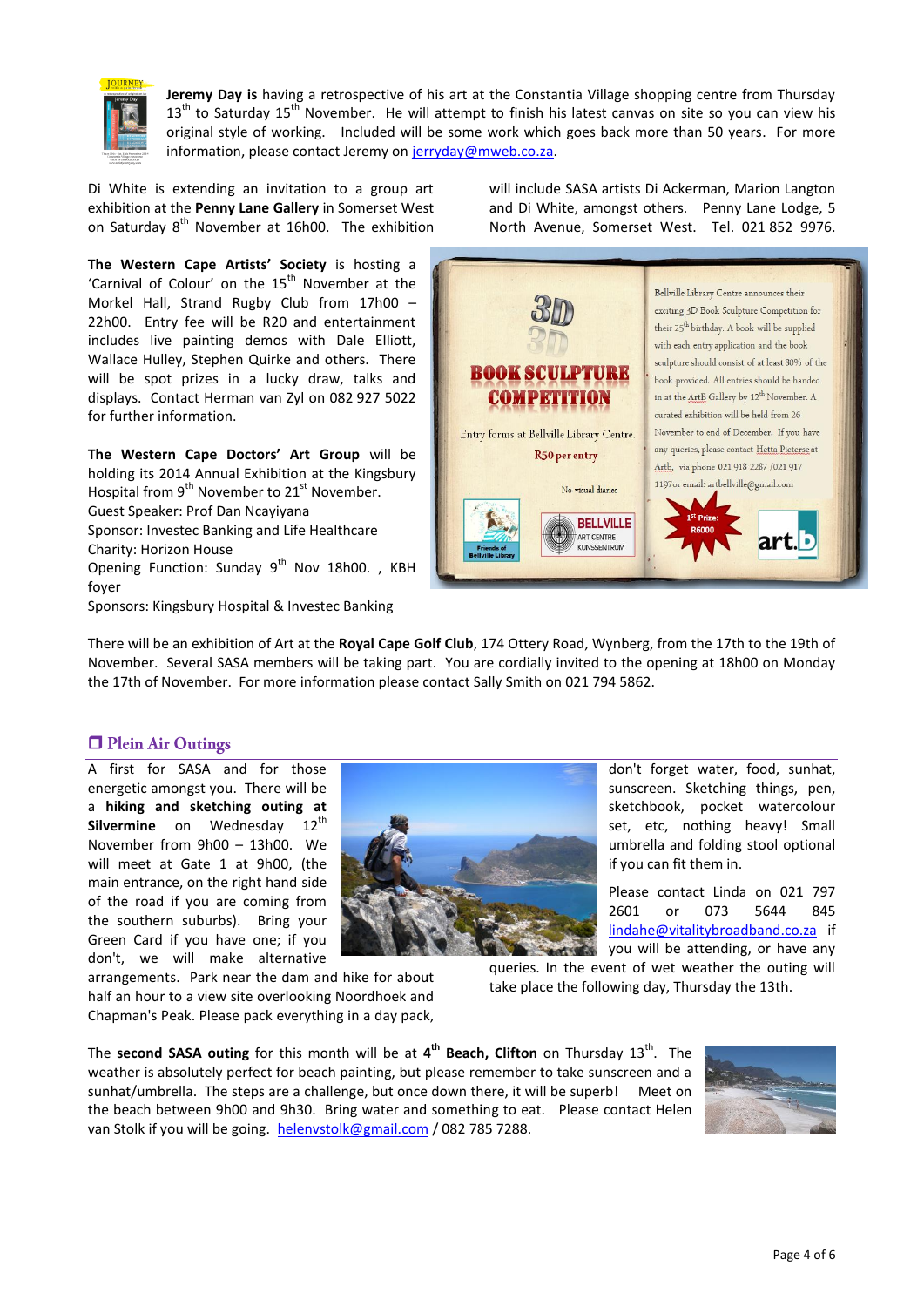**Jeremy Day is** having a retrospective of his art at the Constantia Village shopping centre from Thursday 13th to Saturday 15th November. He will attempt to finish his latest canvas on site so you can view his original style of working. Included will be some work which goes back more than 50 years. For more information, please contact Jeremy on jerryday@mweb.co.za.

Di White is extending an invitation to a group art exhibition at the **Penny Lane Gallery** in Somerset West on Saturday 8th November at 16h00. The exhibition will include SASA artists Di Ackerman, Marion Langton and Di White, amongst others. Penny Lane Lodge, 5 North Avenue, Somerset West. Tel. 021 852 9976.

**The Western Cape Artists' Society** is hosting a 'Carnival of Colour' on the 15th November at the Morkel Hall, Strand Rugby Club from 17h00 – 22h00. Entry fee will be R20 and entertainment includes live painting demos with Dale Elliott, Wallace Hulley, Stephen Quirke and others. There will be spot prizes in a lucky draw, talks and displays. Contact Herman van Zyl on 082 927 5022 for further information.

**The Western Cape Doctors' Art Group** will be holding its 2014 Annual Exhibition at the Kingsbury Hospital from 9th November to 21st November.
Guest Speaker: Prof Dan Ncayiyana
Sponsor: Investec Banking and Life Healthcare
Charity: Horizon House
Opening Function: Sunday 9th Nov 18h00. , KBH foyer
Sponsors: Kingsbury Hospital & Investec Banking

**3D BOOK SCULPTURE COMPETITION**

Entry forms at Bellville Library Centre.
R50 per entry
No visual diaries

Bellville Library Centre announces their exciting 3D Book Sculpture Competition for their 25th birthday. A book will be supplied with each entry application and the book sculpture should consist of at least 80% of the book provided. All entries should be handed in at the ArtB Gallery by 12th November. A curated exhibition will be held from 26 November to end of December. If you have any queries, please contact Hetta Pieterse at Artb, via phone 021 918 2287 /021 917 1197or email: artbellville@gmail.com

1st Prize: R6000

There will be an exhibition of Art at the **Royal Cape Golf Club**, 174 Ottery Road, Wynberg, from the 17th to the 19th of November. Several SASA members will be taking part. You are cordially invited to the opening at 18h00 on Monday the 17th of November. For more information please contact Sally Smith on 021 794 5862.

## Plein Air Outings

A first for SASA and for those energetic amongst you. There will be a **hiking and sketching outing at Silvermine** on Wednesday 12th November from 9h00 – 13h00. We will meet at Gate 1 at 9h00, (the main entrance, on the right hand side of the road if you are coming from the southern suburbs). Bring your Green Card if you have one; if you don't, we will make alternative arrangements. Park near the dam and hike for about half an hour to a view site overlooking Noordhoek and Chapman's Peak. Please pack everything in a day pack, don't forget water, food, sunhat, sunscreen. Sketching things, pen, sketchbook, pocket watercolour set, etc, nothing heavy! Small umbrella and folding stool optional if you can fit them in.

Please contact Linda on 021 797 2601 or 073 5644 845 lindahe@vitalitybroadband.co.za if you will be attending, or have any queries. In the event of wet weather the outing will take place the following day, Thursday the 13th.

The **second SASA outing** for this month will be at **4th Beach, Clifton** on Thursday 13th. The weather is absolutely perfect for beach painting, but please remember to take sunscreen and a sunhat/umbrella. The steps are a challenge, but once down there, it will be superb! Meet on the beach between 9h00 and 9h30. Bring water and something to eat. Please contact Helen van Stolk if you will be going. helenvstolk@gmail.com / 082 785 7288.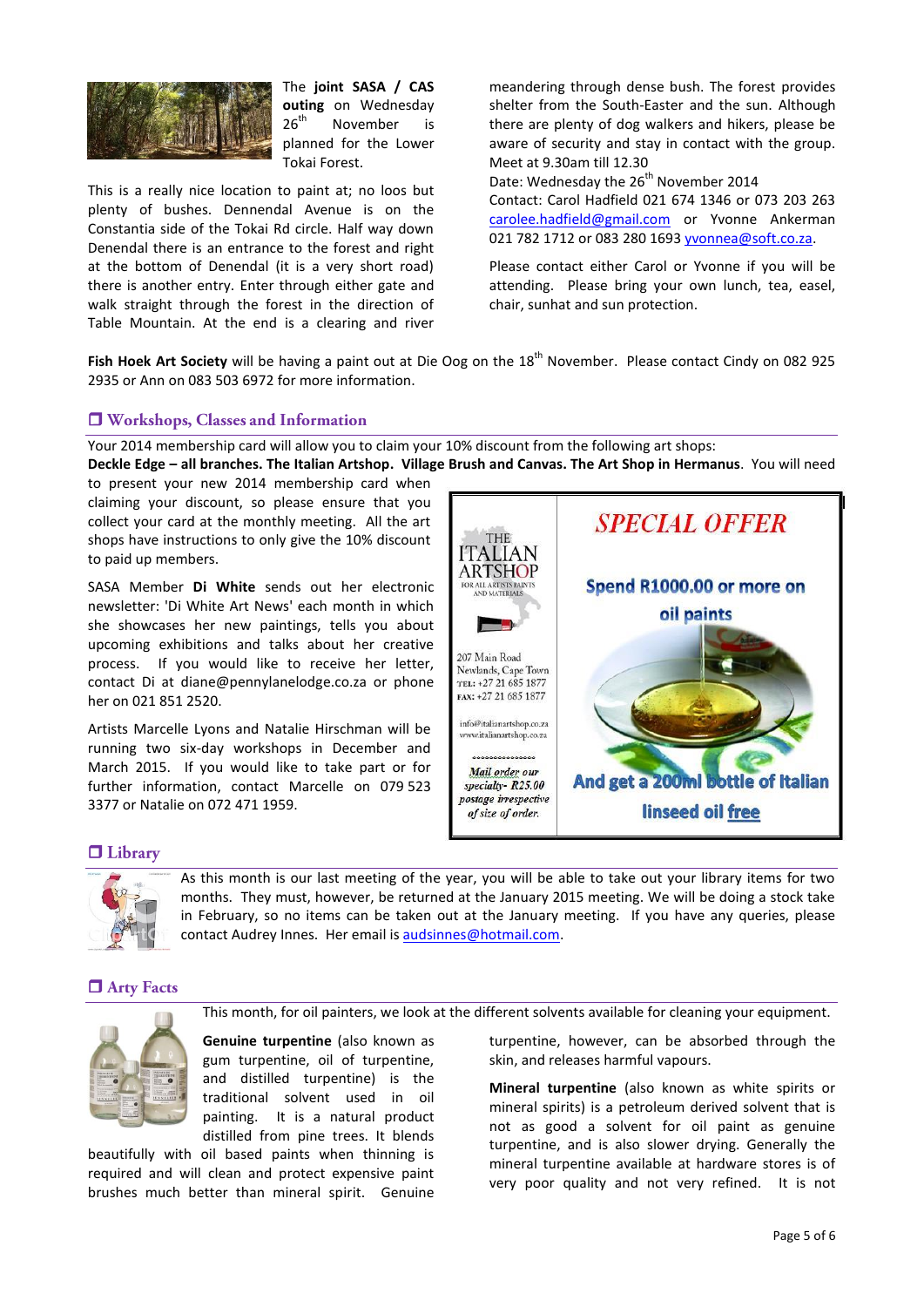The **joint SASA / CAS outing** on Wednesday 26th November is planned for the Lower Tokai Forest.

This is a really nice location to paint at; no loos but plenty of bushes. Dennendal Avenue is on the Constantia side of the Tokai Rd circle. Half way down Denendal there is an entrance to the forest and right at the bottom of Denendal (it is a very short road) there is another entry. Enter through either gate and walk straight through the forest in the direction of Table Mountain. At the end is a clearing and river meandering through dense bush. The forest provides shelter from the South-Easter and the sun. Although there are plenty of dog walkers and hikers, please be aware of security and stay in contact with the group. Meet at 9.30am till 12.30

Date: Wednesday the 26th November 2014

Contact: Carol Hadfield 021 674 1346 or 073 203 263 carolee.hadfield@gmail.com or Yvonne Ankerman 021 782 1712 or 083 280 1693 yvonnea@soft.co.za.

Please contact either Carol or Yvonne if you will be attending. Please bring your own lunch, tea, easel, chair, sunhat and sun protection.

**Fish Hoek Art Society** will be having a paint out at Die Oog on the 18th November. Please contact Cindy on 082 925 2935 or Ann on 083 503 6972 for more information.

## Workshops, Classes and Information

Your 2014 membership card will allow you to claim your 10% discount from the following art shops: **Deckle Edge – all branches. The Italian Artshop. Village Brush and Canvas. The Art Shop in Hermanus**. You will need to present your new 2014 membership card when claiming your discount, so please ensure that you collect your card at the monthly meeting. All the art shops have instructions to only give the 10% discount to paid up members.

SASA Member **Di White** sends out her electronic newsletter: 'Di White Art News' each month in which she showcases her new paintings, tells you about upcoming exhibitions and talks about her creative process. If you would like to receive her letter, contact Di at diane@pennylanelodge.co.za or phone her on 021 851 2520.

Artists Marcelle Lyons and Natalie Hirschman will be running two six-day workshops in December and March 2015. If you would like to take part or for further information, contact Marcelle on 079 523 3377 or Natalie on 072 471 1959.

THE ITALIAN ARTSHOP
FOR ALL ARTISTS PAINTS AND MATERIALS

207 Main Road
Newlands, Cape Town
TEL: +27 21 685 1877
FAX: +27 21 685 1877

info@italianartshop.co.za
www.italianartshop.co.za

*Mail order our specialty- R25.00 postage irrespective of size of order.*

**SPECIAL OFFER**

**Spend R1000.00 or more on oil paints**

**And get a 200ml bottle of Italian linseed oil free**

## Library

As this month is our last meeting of the year, you will be able to take out your library items for two months. They must, however, be returned at the January 2015 meeting. We will be doing a stock take in February, so no items can be taken out at the January meeting. If you have any queries, please contact Audrey Innes. Her email is audsinnes@hotmail.com.

## Arty Facts

This month, for oil painters, we look at the different solvents available for cleaning your equipment.

**Genuine turpentine** (also known as gum turpentine, oil of turpentine, and distilled turpentine) is the traditional solvent used in oil painting. It is a natural product distilled from pine trees. It blends beautifully with oil based paints when thinning is required and will clean and protect expensive paint brushes much better than mineral spirit. Genuine turpentine, however, can be absorbed through the skin, and releases harmful vapours.

**Mineral turpentine** (also known as white spirits or mineral spirits) is a petroleum derived solvent that is not as good a solvent for oil paint as genuine turpentine, and is also slower drying. Generally the mineral turpentine available at hardware stores is of very poor quality and not very refined. It is not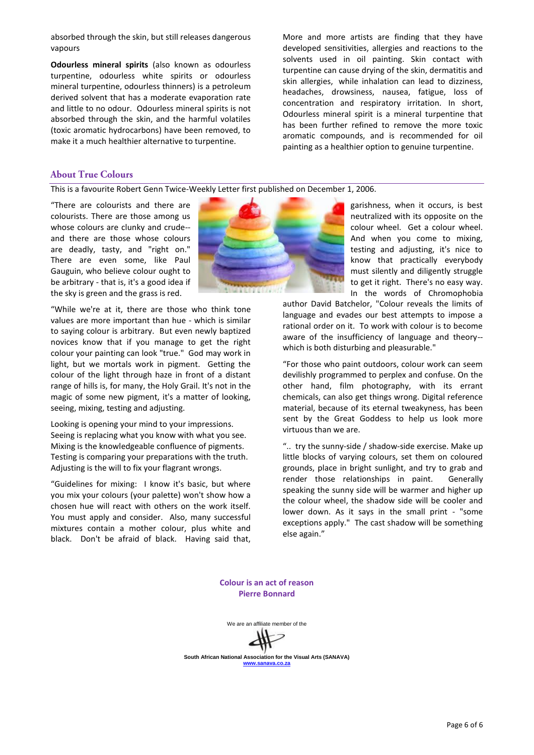absorbed through the skin, but still releases dangerous vapours

**Odourless mineral spirits** (also known as odourless turpentine, odourless white spirits or odourless mineral turpentine, odourless thinners) is a petroleum derived solvent that has a moderate evaporation rate and little to no odour. Odourless mineral spirits is not absorbed through the skin, and the harmful volatiles (toxic aromatic hydrocarbons) have been removed, to make it a much healthier alternative to turpentine.

More and more artists are finding that they have developed sensitivities, allergies and reactions to the solvents used in oil painting. Skin contact with turpentine can cause drying of the skin, dermatitis and skin allergies, while inhalation can lead to dizziness, headaches, drowsiness, nausea, fatigue, loss of concentration and respiratory irritation. In short, Odourless mineral spirit is a mineral turpentine that has been further refined to remove the more toxic aromatic compounds, and is recommended for oil painting as a healthier option to genuine turpentine.

## About True Colours

This is a favourite Robert Genn Twice-Weekly Letter first published on December 1, 2006.

"There are colourists and there are colourists. There are those among us whose colours are clunky and crude--and there are those whose colours are deadly, tasty, and "right on." There are even some, like Paul Gauguin, who believe colour ought to be arbitrary - that is, it's a good idea if the sky is green and the grass is red.

"While we're at it, there are those who think tone values are more important than hue - which is similar to saying colour is arbitrary. But even newly baptized novices know that if you manage to get the right colour your painting can look "true." God may work in light, but we mortals work in pigment. Getting the colour of the light through haze in front of a distant range of hills is, for many, the Holy Grail. It's not in the magic of some new pigment, it's a matter of looking, seeing, mixing, testing and adjusting.

Looking is opening your mind to your impressions.
Seeing is replacing what you know with what you see.
Mixing is the knowledgeable confluence of pigments.
Testing is comparing your preparations with the truth.
Adjusting is the will to fix your flagrant wrongs.

"Guidelines for mixing: I know it's basic, but where you mix your colours (your palette) won't show how a chosen hue will react with others on the work itself. You must apply and consider. Also, many successful mixtures contain a mother colour, plus white and black. Don't be afraid of black. Having said that, garishness, when it occurs, is best neutralized with its opposite on the colour wheel. Get a colour wheel. And when you come to mixing, testing and adjusting, it's nice to know that practically everybody must silently and diligently struggle to get it right. There's no easy way. In the words of Chromophobia author David Batchelor, "Colour reveals the limits of language and evades our best attempts to impose a rational order on it. To work with colour is to become aware of the insufficiency of language and theory--which is both disturbing and pleasurable."

"For those who paint outdoors, colour work can seem devilishly programmed to perplex and confuse. On the other hand, film photography, with its errant chemicals, can also get things wrong. Digital reference material, because of its eternal tweakyness, has been sent by the Great Goddess to help us look more virtuous than we are.

".. try the sunny-side / shadow-side exercise. Make up little blocks of varying colours, set them on coloured grounds, place in bright sunlight, and try to grab and render those relationships in paint. Generally speaking the sunny side will be warmer and higher up the colour wheel, the shadow side will be cooler and lower down. As it says in the small print - "some exceptions apply." The cast shadow will be something else again."

**Colour is an act of reason**
**Pierre Bonnard**

We are an affiliate member of the

**South African National Association for the Visual Arts (SANAVA)**
www.sanava.co.za